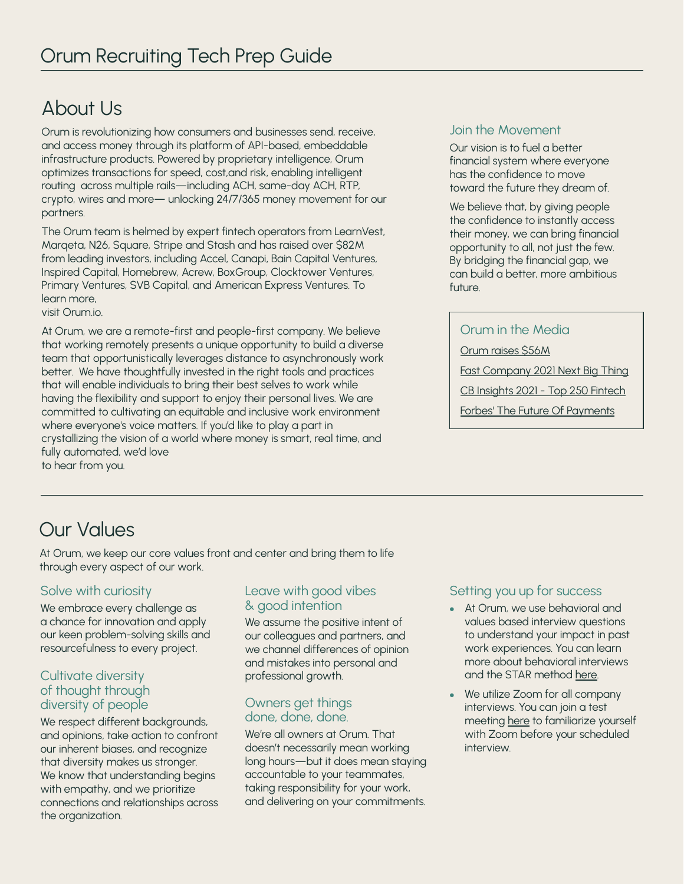# Orum Recruiting Tech Prep Guide

## About Us

Orum is revolutionizing how consumers and businesses send, receive, and access money through its platform of API-based, embeddable infrastructure products. Powered by proprietary intelligence, Orum optimizes transactions for speed, cost,and risk, enabling intelligent routing across multiple rails—including ACH, same-day ACH, RTP, crypto, wires and more— unlocking 24/7/365 money movement for our partners.

The Orum team is helmed by expert fintech operators from LearnVest, Marqeta, N26, Square, Stripe and Stash and has raised over $82M from leading investors, including Accel, Canapi, Bain Capital Ventures, Inspired Capital, Homebrew, Acrew, BoxGroup, Clocktower Ventures, Primary Ventures, SVB Capital, and American Express Ventures. To learn more, visit Orum.io.

At Orum, we are a remote-first and people-first company. We believe that working remotely presents a unique opportunity to build a diverse team that opportunistically leverages distance to asynchronously work better. We have thoughtfully invested in the right tools and practices that will enable individuals to bring their best selves to work while having the flexibility and support to enjoy their personal lives. We are committed to cultivating an equitable and inclusive work environment where everyone's voice matters. If you'd like to play a part in crystallizing the vision of a world where money is smart, real time, and fully automated, we'd love to hear from you.

### Join the Movement

Our vision is to fuel a better financial system where everyone has the confidence to move toward the future they dream of.

We believe that, by giving people the confidence to instantly access their money, we can bring financial opportunity to all, not just the few. By bridging the financial gap, we can build a better, more ambitious future.

### Orum in the Media

Orum raises $56M

Fast Company 2021 Next Big Thing

CB Insights 2021 - Top 250 Fintech

Forbes' The Future Of Payments

## Our Values

At Orum, we keep our core values front and center and bring them to life through every aspect of our work.

### Solve with curiosity

We embrace every challenge as a chance for innovation and apply our keen problem-solving skills and resourcefulness to every project.

### Cultivate diversity of thought through diversity of people

We respect different backgrounds, and opinions, take action to confront our inherent biases, and recognize that diversity makes us stronger. We know that understanding begins with empathy, and we prioritize connections and relationships across the organization.

### Leave with good vibes & good intention

We assume the positive intent of our colleagues and partners, and we channel differences of opinion and mistakes into personal and professional growth.

### Owners get things done, done, done.

We're all owners at Orum. That doesn't necessarily mean working long hours—but it does mean staying accountable to your teammates, taking responsibility for your work, and delivering on your commitments.

### Setting you up for success

- At Orum, we use behavioral and values based interview questions to understand your impact in past work experiences. You can learn more about behavioral interviews and the STAR method here.
- We utilize Zoom for all company interviews. You can join a test meeting here to familiarize yourself with Zoom before your scheduled interview.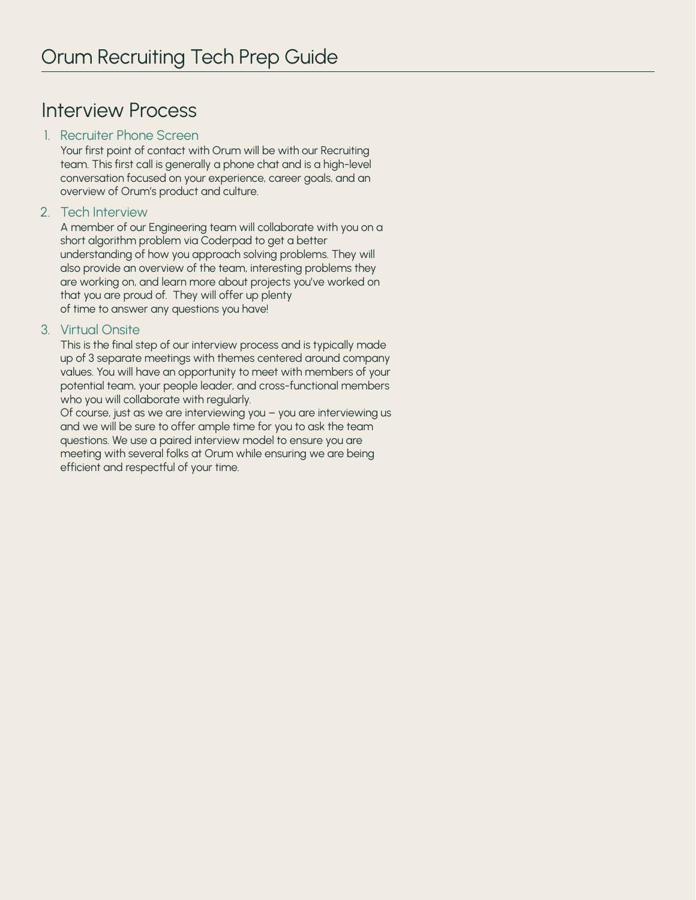# Orum Recruiting Tech Prep Guide

## Interview Process

1. Recruiter Phone Screen
   Your first point of contact with Orum will be with our Recruiting team. This first call is generally a phone chat and is a high-level conversation focused on your experience, career goals, and an overview of Orum's product and culture.

2. Tech Interview
   A member of our Engineering team will collaborate with you on a short algorithm problem via Coderpad to get a better understanding of how you approach solving problems. They will also provide an overview of the team, interesting problems they are working on, and learn more about projects you've worked on that you are proud of. They will offer up plenty of time to answer any questions you have!

3. Virtual Onsite
   This is the final step of our interview process and is typically made up of 3 separate meetings with themes centered around company values. You will have an opportunity to meet with members of your potential team, your people leader, and cross-functional members who you will collaborate with regularly.
   Of course, just as we are interviewing you – you are interviewing us and we will be sure to offer ample time for you to ask the team questions. We use a paired interview model to ensure you are meeting with several folks at Orum while ensuring we are being efficient and respectful of your time.